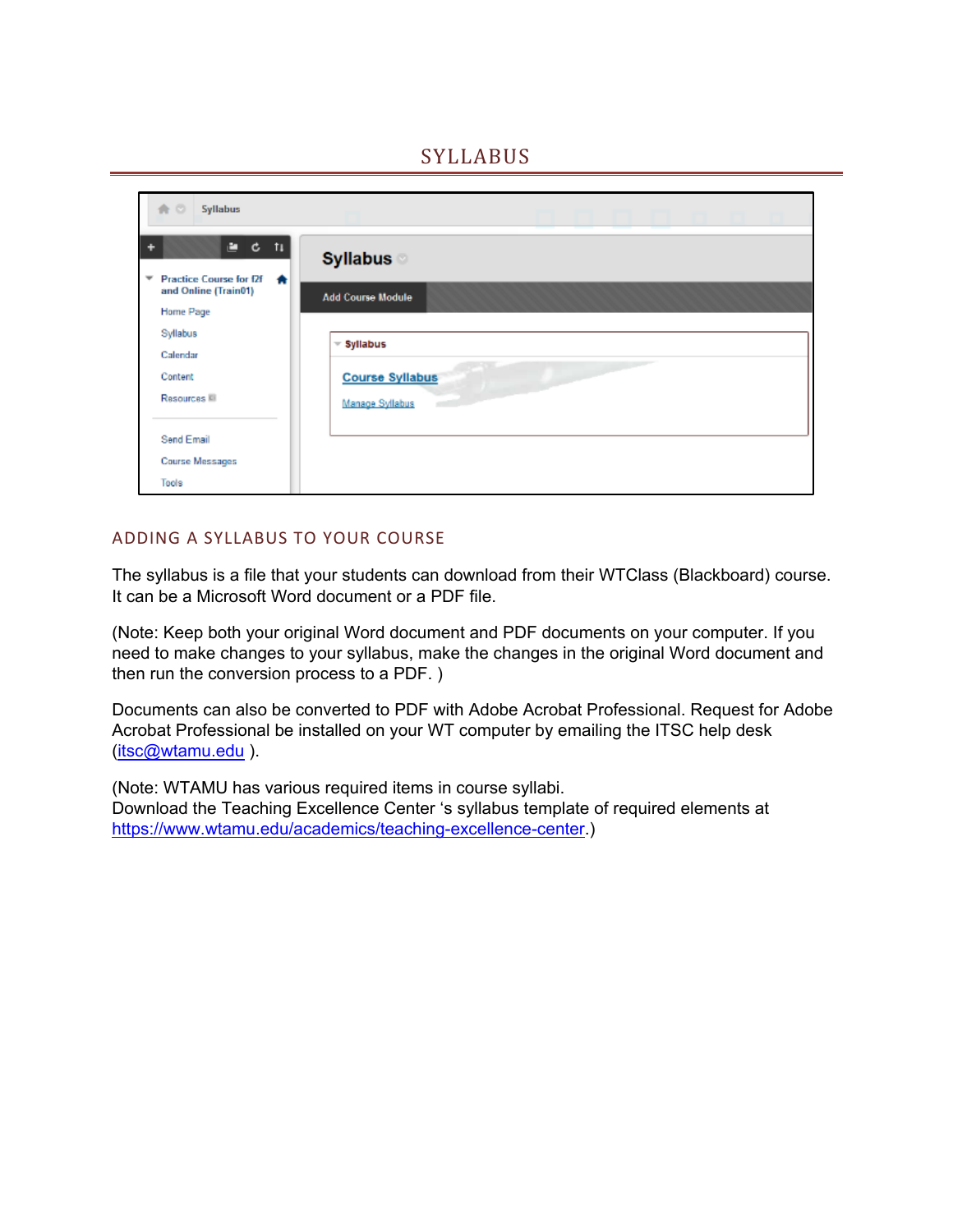# SYLLABUS

## ADDING A SYLLABUS TO YOUR COURSE

The syllabus is a file that your students can download from their WTClass (Blackboard) course. It can be a Microsoft Word document or a PDF file.

(Note: Keep both your original Word document and PDF documents on your computer. If you need to make changes to your syllabus, make the changes in the original Word document and then run the conversion process to a PDF. )

Documents can also be converted to PDF with Adobe Acrobat Professional. Request for Adobe Acrobat Professional be installed on your WT computer by emailing the ITSC help desk (itsc@wtamu.edu ).

(Note: WTAMU has various required items in course syllabi.
Download the Teaching Excellence Center 's syllabus template of required elements at https://www.wtamu.edu/academics/teaching-excellence-center.)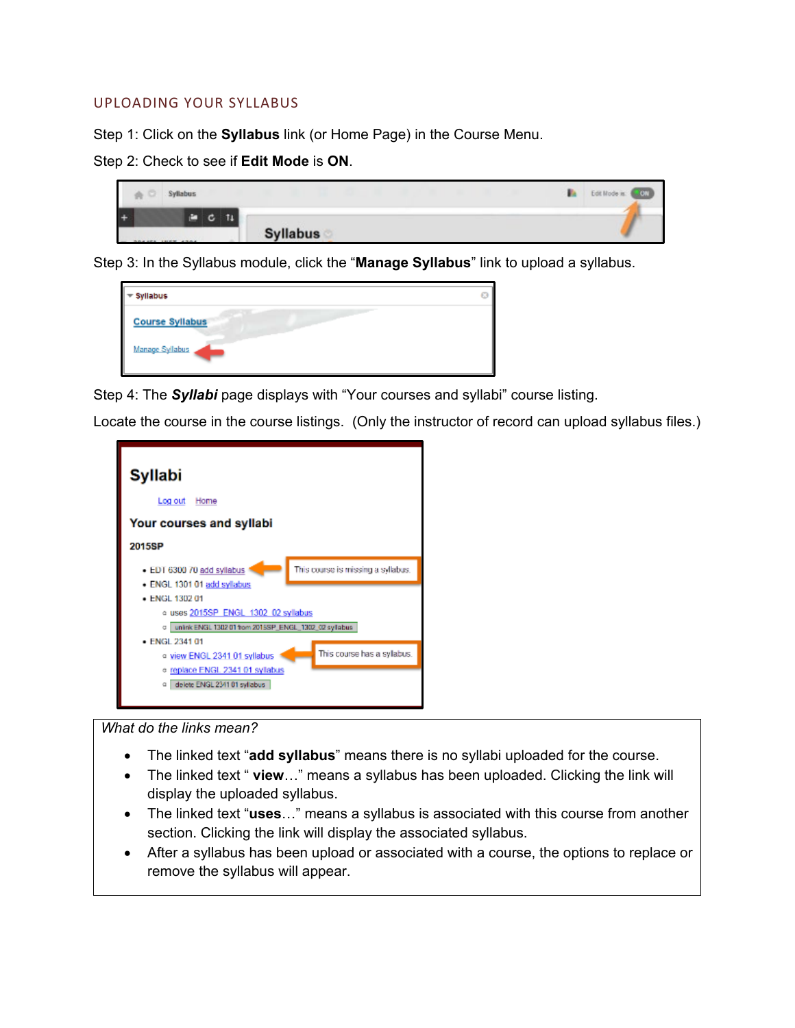## UPLOADING YOUR SYLLABUS

Step 1: Click on the **Syllabus** link (or Home Page) in the Course Menu.

Step 2: Check to see if **Edit Mode** is **ON**.

Step 3: In the Syllabus module, click the "**Manage Syllabus**" link to upload a syllabus.

Step 4: The ***Syllabi*** page displays with "Your courses and syllabi" course listing.

Locate the course in the course listings. (Only the instructor of record can upload syllabus files.)

*What do the links mean?*

- The linked text "**add syllabus**" means there is no syllabi uploaded for the course.
- The linked text " **view**…" means a syllabus has been uploaded. Clicking the link will display the uploaded syllabus.
- The linked text "**uses**…" means a syllabus is associated with this course from another section. Clicking the link will display the associated syllabus.
- After a syllabus has been upload or associated with a course, the options to replace or remove the syllabus will appear.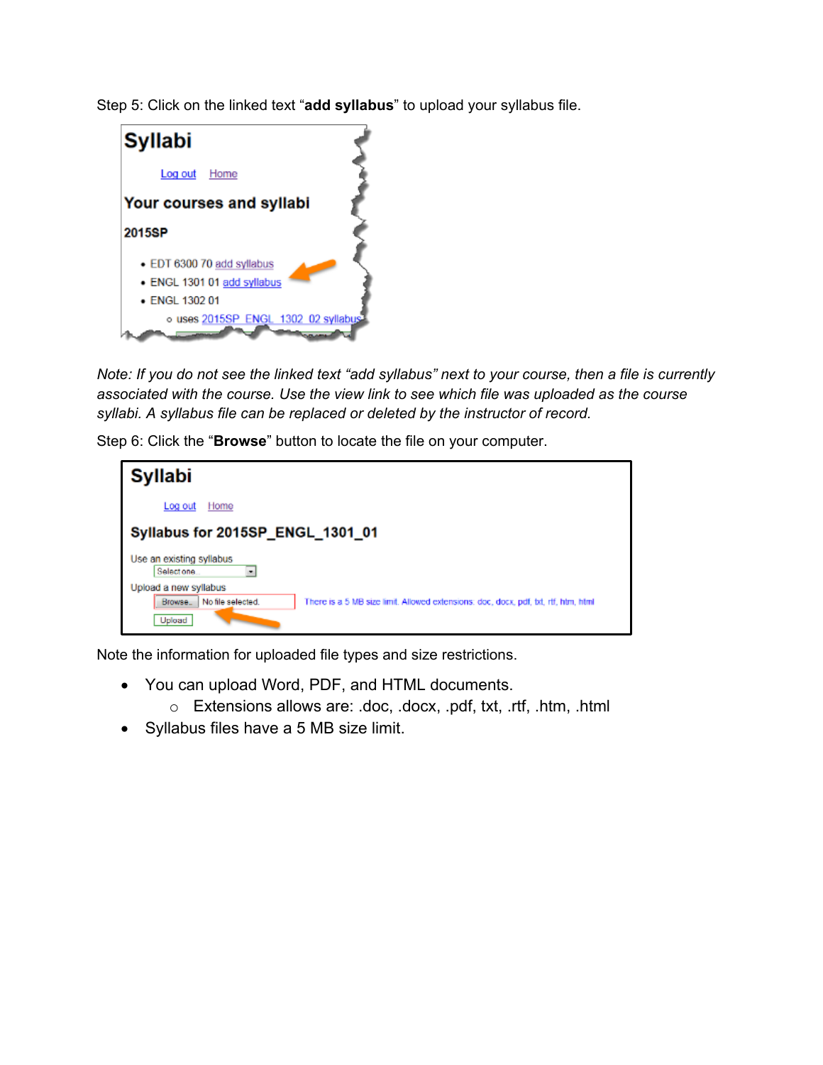Step 5: Click on the linked text "**add syllabus**" to upload your syllabus file.

*Note: If you do not see the linked text "add syllabus" next to your course, then a file is currently associated with the course. Use the view link to see which file was uploaded as the course syllabi. A syllabus file can be replaced or deleted by the instructor of record.*

Step 6: Click the "**Browse**" button to locate the file on your computer.

Note the information for uploaded file types and size restrictions.

- You can upload Word, PDF, and HTML documents.
  - Extensions allows are: .doc, .docx, .pdf, txt, .rtf, .htm, .html
- Syllabus files have a 5 MB size limit.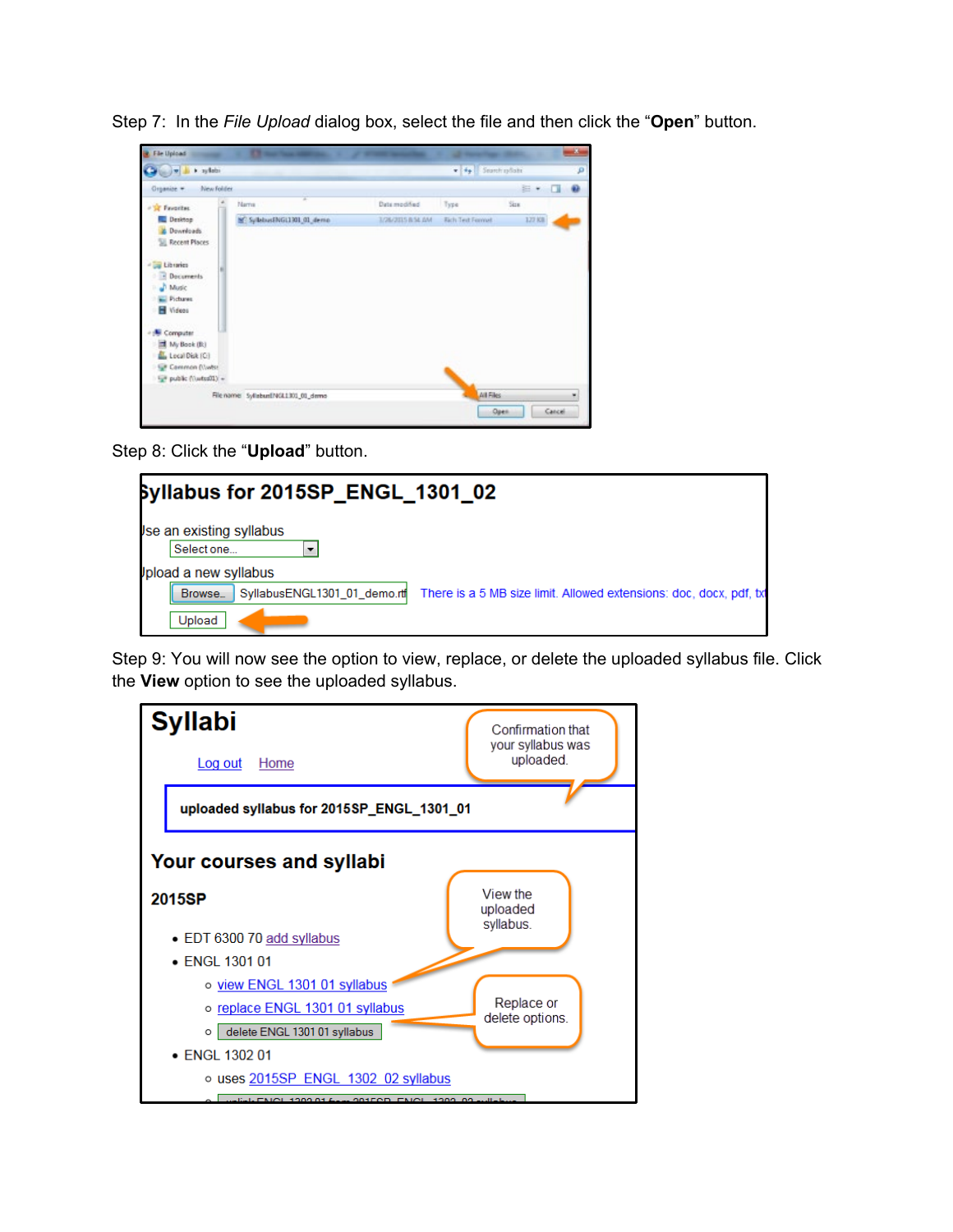Step 7: In the *File Upload* dialog box, select the file and then click the "**Open**" button.

Step 8: Click the "**Upload**" button.

Step 9: You will now see the option to view, replace, or delete the uploaded syllabus file. Click the **View** option to see the uploaded syllabus.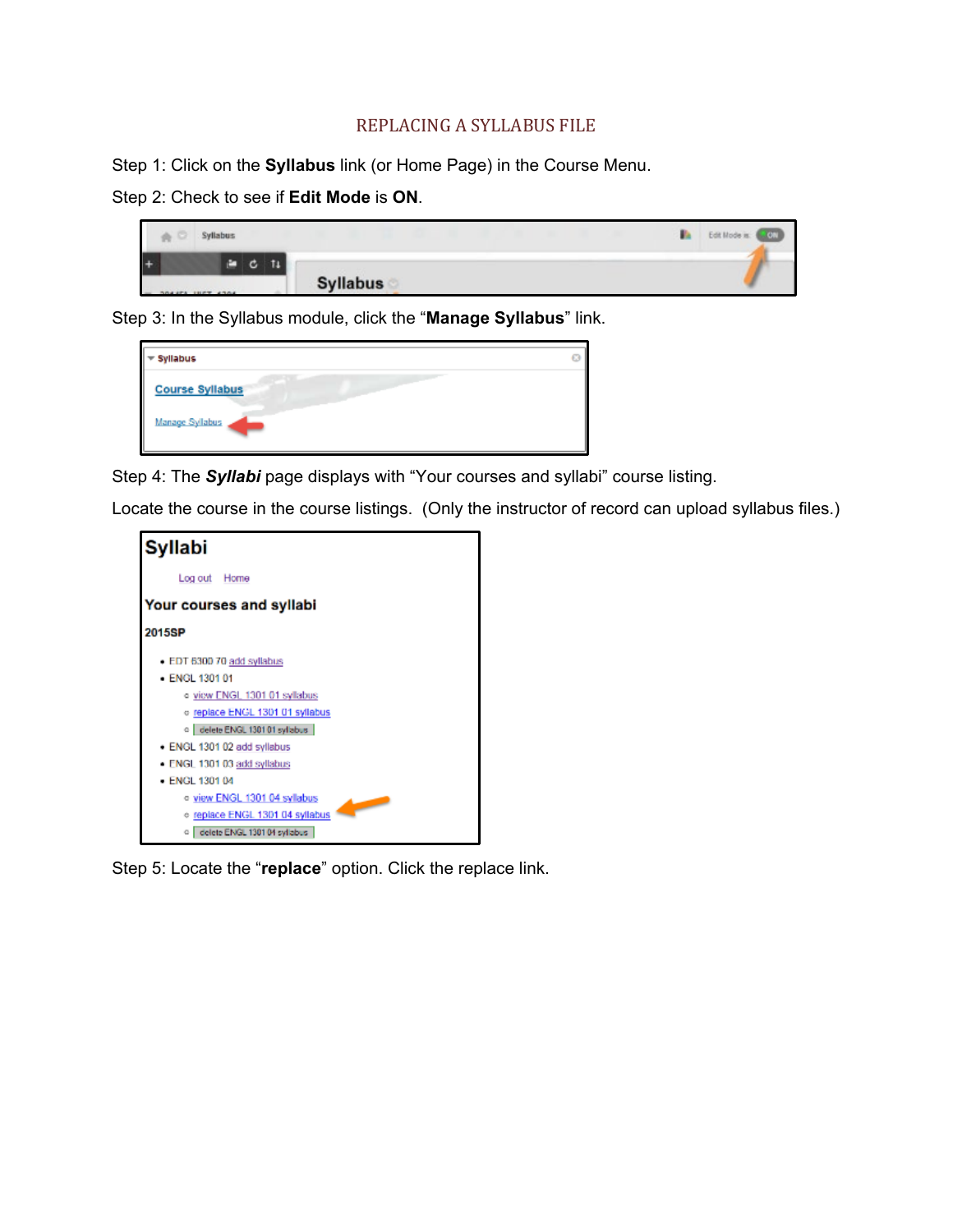# REPLACING A SYLLABUS FILE

Step 1: Click on the **Syllabus** link (or Home Page) in the Course Menu.

Step 2: Check to see if **Edit Mode** is **ON**.

Step 3: In the Syllabus module, click the "**Manage Syllabus**" link.

Step 4: The ***Syllabi*** page displays with "Your courses and syllabi" course listing.

Locate the course in the course listings. (Only the instructor of record can upload syllabus files.)

Step 5: Locate the "**replace**" option. Click the replace link.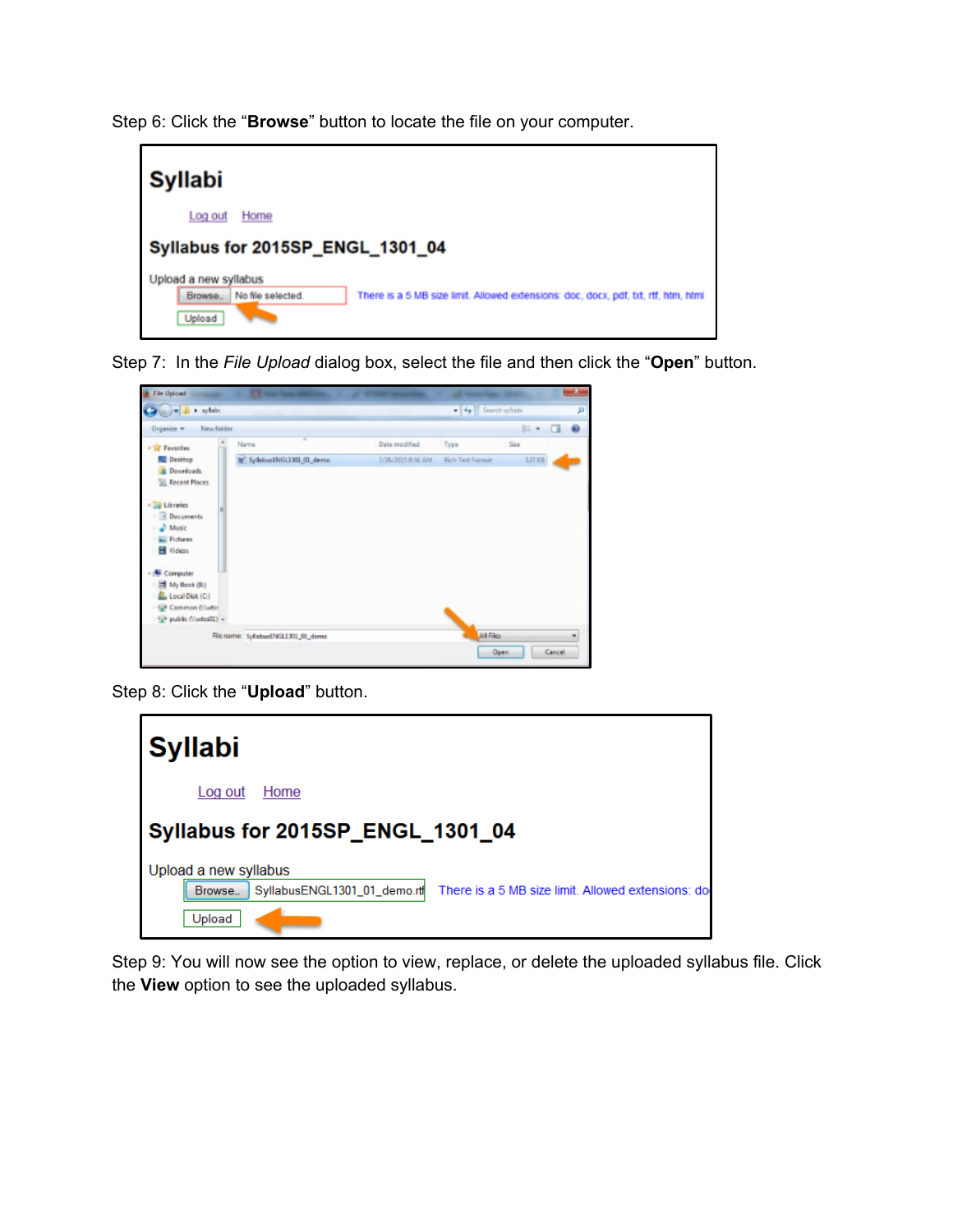Step 6: Click the "**Browse**" button to locate the file on your computer.

Step 7: In the *File Upload* dialog box, select the file and then click the "**Open**" button.

Step 8: Click the "**Upload**" button.

Step 9: You will now see the option to view, replace, or delete the uploaded syllabus file. Click the **View** option to see the uploaded syllabus.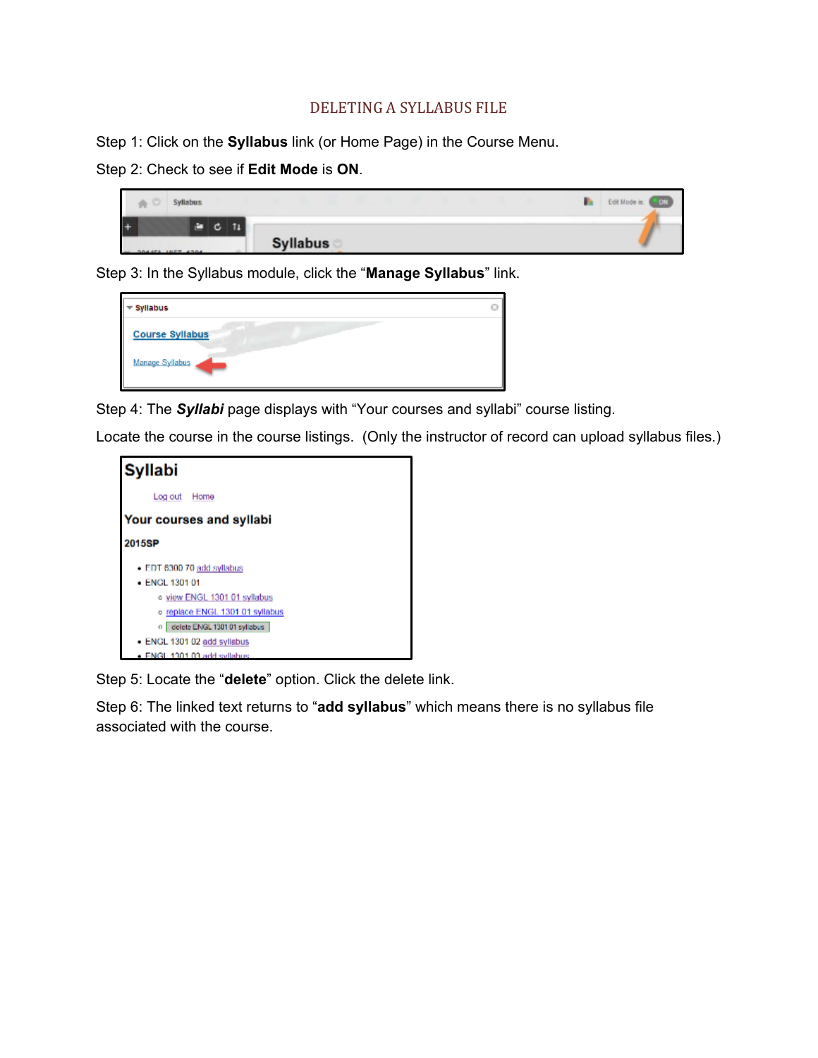# DELETING A SYLLABUS FILE

Step 1: Click on the **Syllabus** link (or Home Page) in the Course Menu.

Step 2: Check to see if **Edit Mode** is **ON**.

Step 3: In the Syllabus module, click the "**Manage Syllabus**" link.

Step 4: The ***Syllabi*** page displays with "Your courses and syllabi" course listing.

Locate the course in the course listings. (Only the instructor of record can upload syllabus files.)

Step 5: Locate the "**delete**" option. Click the delete link.

Step 6: The linked text returns to "**add syllabus**" which means there is no syllabus file associated with the course.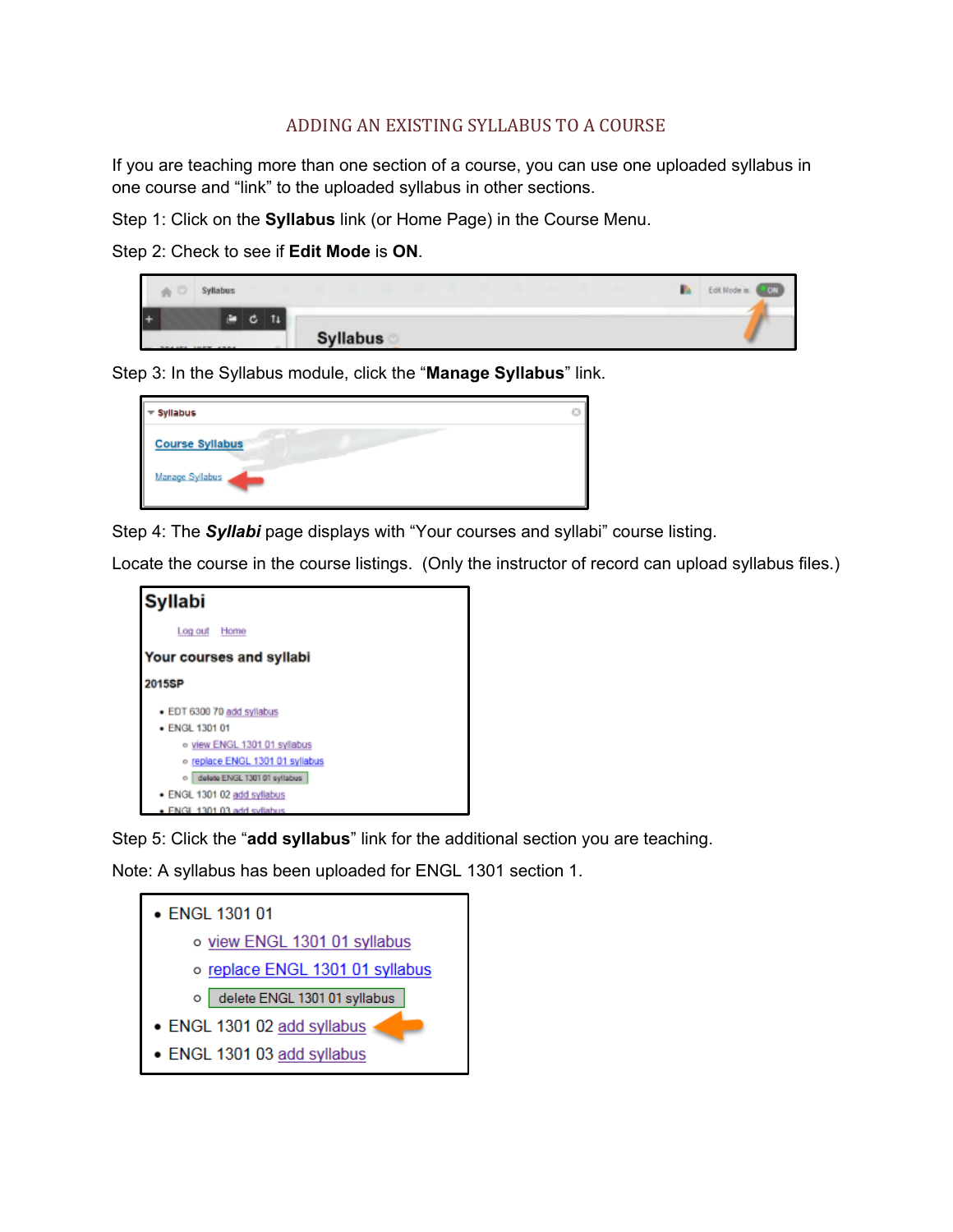# ADDING AN EXISTING SYLLABUS TO A COURSE

If you are teaching more than one section of a course, you can use one uploaded syllabus in one course and "link" to the uploaded syllabus in other sections.

Step 1: Click on the **Syllabus** link (or Home Page) in the Course Menu.

Step 2: Check to see if **Edit Mode** is **ON**.

Step 3: In the Syllabus module, click the "**Manage Syllabus**" link.

Step 4: The ***Syllabi*** page displays with "Your courses and syllabi" course listing.

Locate the course in the course listings. (Only the instructor of record can upload syllabus files.)

Step 5: Click the "**add syllabus**" link for the additional section you are teaching.

Note: A syllabus has been uploaded for ENGL 1301 section 1.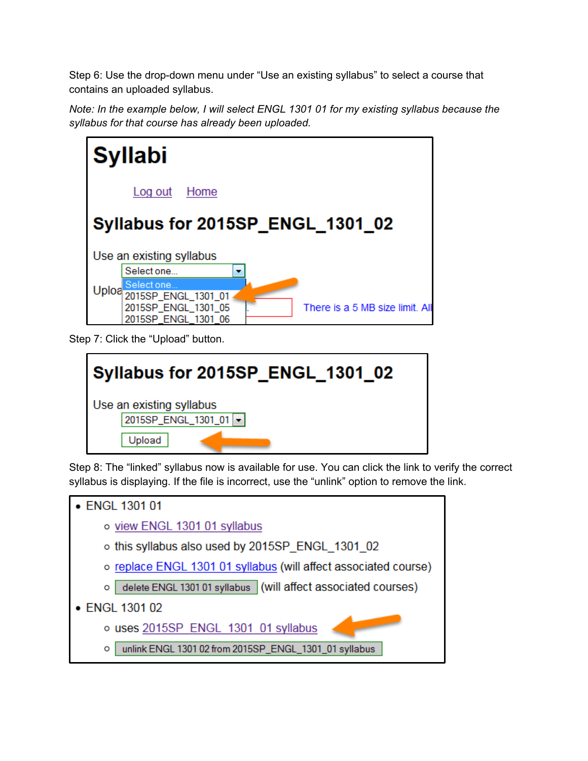Step 6: Use the drop-down menu under “Use an existing syllabus” to select a course that contains an uploaded syllabus.

*Note: In the example below, I will select ENGL 1301 01 for my existing syllabus because the syllabus for that course has already been uploaded.*

Syllabi

Log out Home

Syllabus for 2015SP_ENGL_1301_02

Use an existing syllabus

Select one...

Select one...
2015SP_ENGL_1301_01
2015SP_ENGL_1301_05
2015SP_ENGL_1301_06

Uploa

There is a 5 MB size limit. All

Step 7: Click the “Upload” button.

Syllabus for 2015SP_ENGL_1301_02

Use an existing syllabus

2015SP_ENGL_1301_01

Upload

Step 8: The “linked” syllabus now is available for use. You can click the link to verify the correct syllabus is displaying. If the file is incorrect, use the “unlink” option to remove the link.

- ENGL 1301 01
  - view ENGL 1301 01 syllabus
  - this syllabus also used by 2015SP_ENGL_1301_02
  - replace ENGL 1301 01 syllabus (will affect associated course)
  - delete ENGL 1301 01 syllabus (will affect associated courses)
- ENGL 1301 02
  - uses 2015SP_ENGL_1301_01 syllabus
  - unlink ENGL 1301 02 from 2015SP_ENGL_1301_01 syllabus